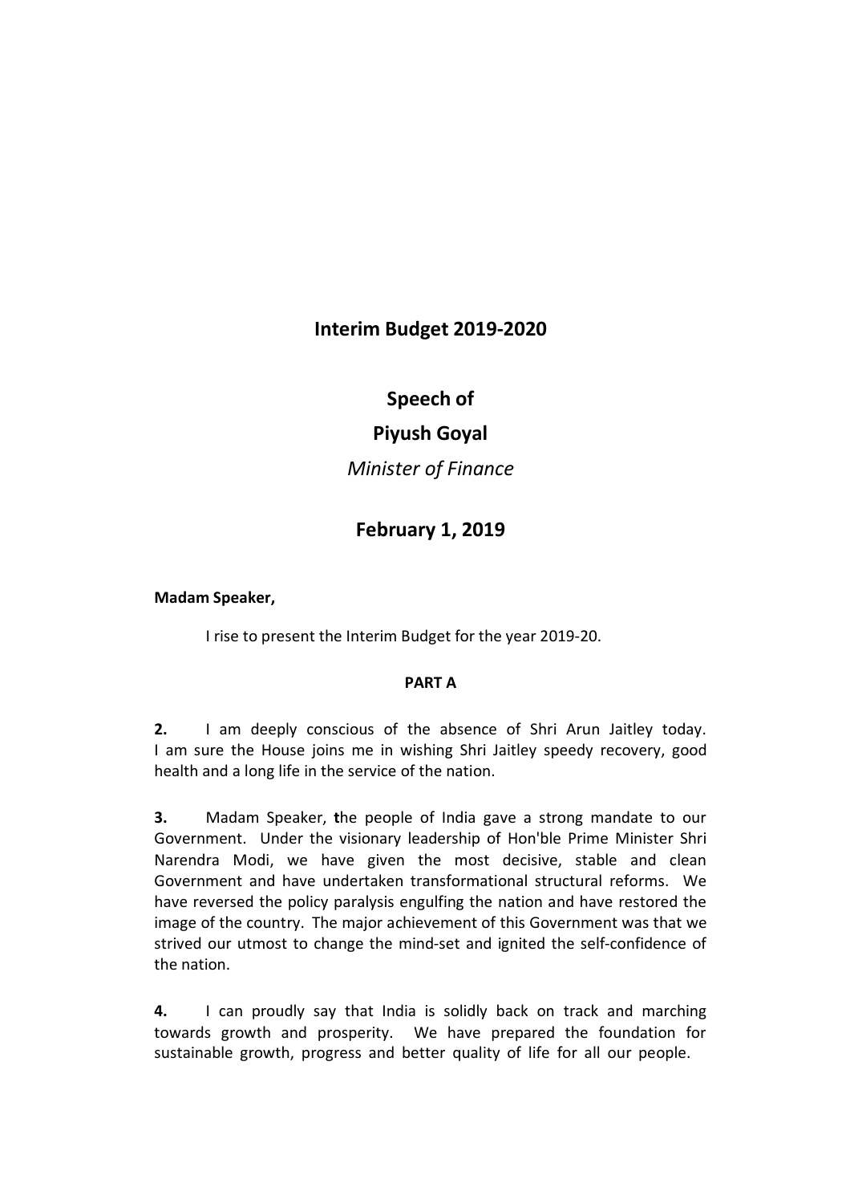# Interim Budget 2019-2020

## Speech of

## Piyush Goyal

*Minister of Finance*

## February 1, 2019

**Madam Speaker,**

I rise to present the Interim Budget for the year 2019-20.

**PART A**

**2.** I am deeply conscious of the absence of Shri Arun Jaitley today. I am sure the House joins me in wishing Shri Jaitley speedy recovery, good health and a long life in the service of the nation.

**3.** Madam Speaker, **t**he people of India gave a strong mandate to our Government. Under the visionary leadership of Hon'ble Prime Minister Shri Narendra Modi, we have given the most decisive, stable and clean Government and have undertaken transformational structural reforms. We have reversed the policy paralysis engulfing the nation and have restored the image of the country. The major achievement of this Government was that we strived our utmost to change the mind-set and ignited the self-confidence of the nation.

**4.** I can proudly say that India is solidly back on track and marching towards growth and prosperity. We have prepared the foundation for sustainable growth, progress and better quality of life for all our people.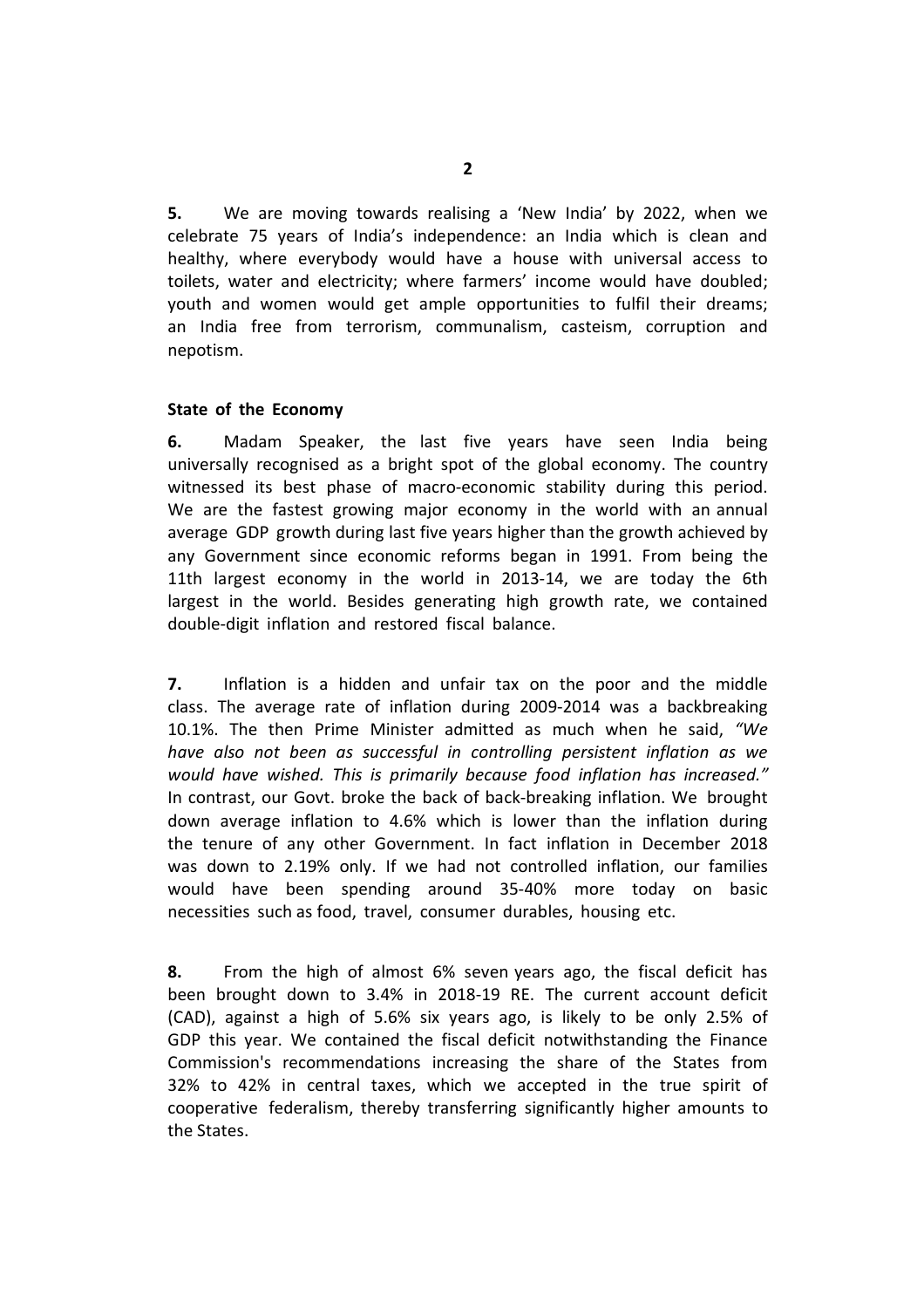**5.** We are moving towards realising a 'New India' by 2022, when we celebrate 75 years of India's independence: an India which is clean and healthy, where everybody would have a house with universal access to toilets, water and electricity; where farmers' income would have doubled; youth and women would get ample opportunities to fulfil their dreams; an India free from terrorism, communalism, casteism, corruption and nepotism.

### State of the Economy

**6.** Madam Speaker, the last five years have seen India being universally recognised as a bright spot of the global economy. The country witnessed its best phase of macro-economic stability during this period. We are the fastest growing major economy in the world with an annual average GDP growth during last five years higher than the growth achieved by any Government since economic reforms began in 1991. From being the 11th largest economy in the world in 2013-14, we are today the 6th largest in the world. Besides generating high growth rate, we contained double-digit inflation and restored fiscal balance.

**7.** Inflation is a hidden and unfair tax on the poor and the middle class. The average rate of inflation during 2009-2014 was a backbreaking 10.1%. The then Prime Minister admitted as much when he said, *"We have also not been as successful in controlling persistent inflation as we would have wished. This is primarily because food inflation has increased."* In contrast, our Govt. broke the back of back-breaking inflation. We brought down average inflation to 4.6% which is lower than the inflation during the tenure of any other Government. In fact inflation in December 2018 was down to 2.19% only. If we had not controlled inflation, our families would have been spending around 35-40% more today on basic necessities such as food, travel, consumer durables, housing etc.

**8.** From the high of almost 6% seven years ago, the fiscal deficit has been brought down to 3.4% in 2018-19 RE. The current account deficit (CAD), against a high of 5.6% six years ago, is likely to be only 2.5% of GDP this year. We contained the fiscal deficit notwithstanding the Finance Commission's recommendations increasing the share of the States from 32% to 42% in central taxes, which we accepted in the true spirit of cooperative federalism, thereby transferring significantly higher amounts to the States.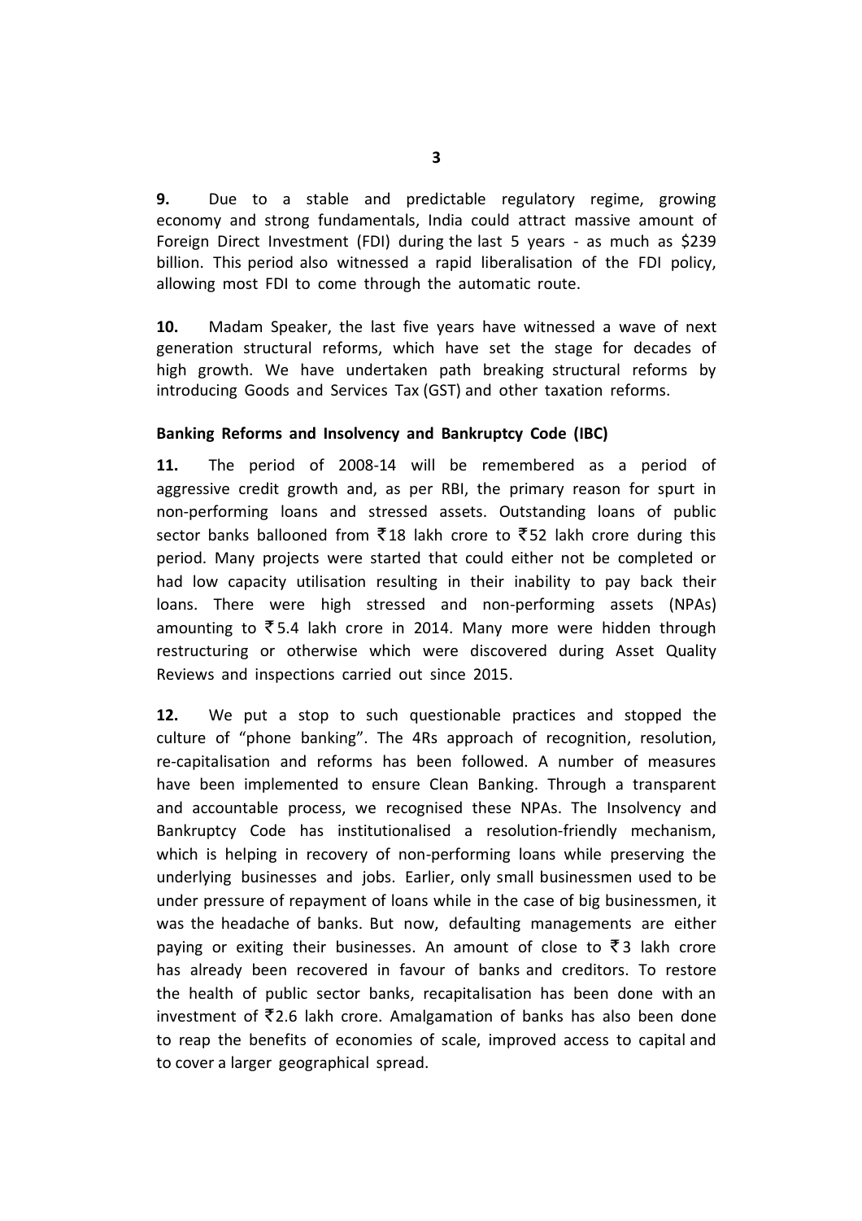**9.** Due to a stable and predictable regulatory regime, growing economy and strong fundamentals, India could attract massive amount of Foreign Direct Investment (FDI) during the last 5 years - as much as $239 billion. This period also witnessed a rapid liberalisation of the FDI policy, allowing most FDI to come through the automatic route.

**10.** Madam Speaker, the last five years have witnessed a wave of next generation structural reforms, which have set the stage for decades of high growth. We have undertaken path breaking structural reforms by introducing Goods and Services Tax (GST) and other taxation reforms.

**Banking Reforms and Insolvency and Bankruptcy Code (IBC)**

**11.** The period of 2008-14 will be remembered as a period of aggressive credit growth and, as per RBI, the primary reason for spurt in non-performing loans and stressed assets. Outstanding loans of public sector banks ballooned from ₹18 lakh crore to ₹52 lakh crore during this period. Many projects were started that could either not be completed or had low capacity utilisation resulting in their inability to pay back their loans. There were high stressed and non-performing assets (NPAs) amounting to ₹5.4 lakh crore in 2014. Many more were hidden through restructuring or otherwise which were discovered during Asset Quality Reviews and inspections carried out since 2015.

**12.** We put a stop to such questionable practices and stopped the culture of "phone banking". The 4Rs approach of recognition, resolution, re-capitalisation and reforms has been followed. A number of measures have been implemented to ensure Clean Banking. Through a transparent and accountable process, we recognised these NPAs. The Insolvency and Bankruptcy Code has institutionalised a resolution-friendly mechanism, which is helping in recovery of non-performing loans while preserving the underlying businesses and jobs. Earlier, only small businessmen used to be under pressure of repayment of loans while in the case of big businessmen, it was the headache of banks. But now, defaulting managements are either paying or exiting their businesses. An amount of close to ₹3 lakh crore has already been recovered in favour of banks and creditors. To restore the health of public sector banks, recapitalisation has been done with an investment of ₹2.6 lakh crore. Amalgamation of banks has also been done to reap the benefits of economies of scale, improved access to capital and to cover a larger geographical spread.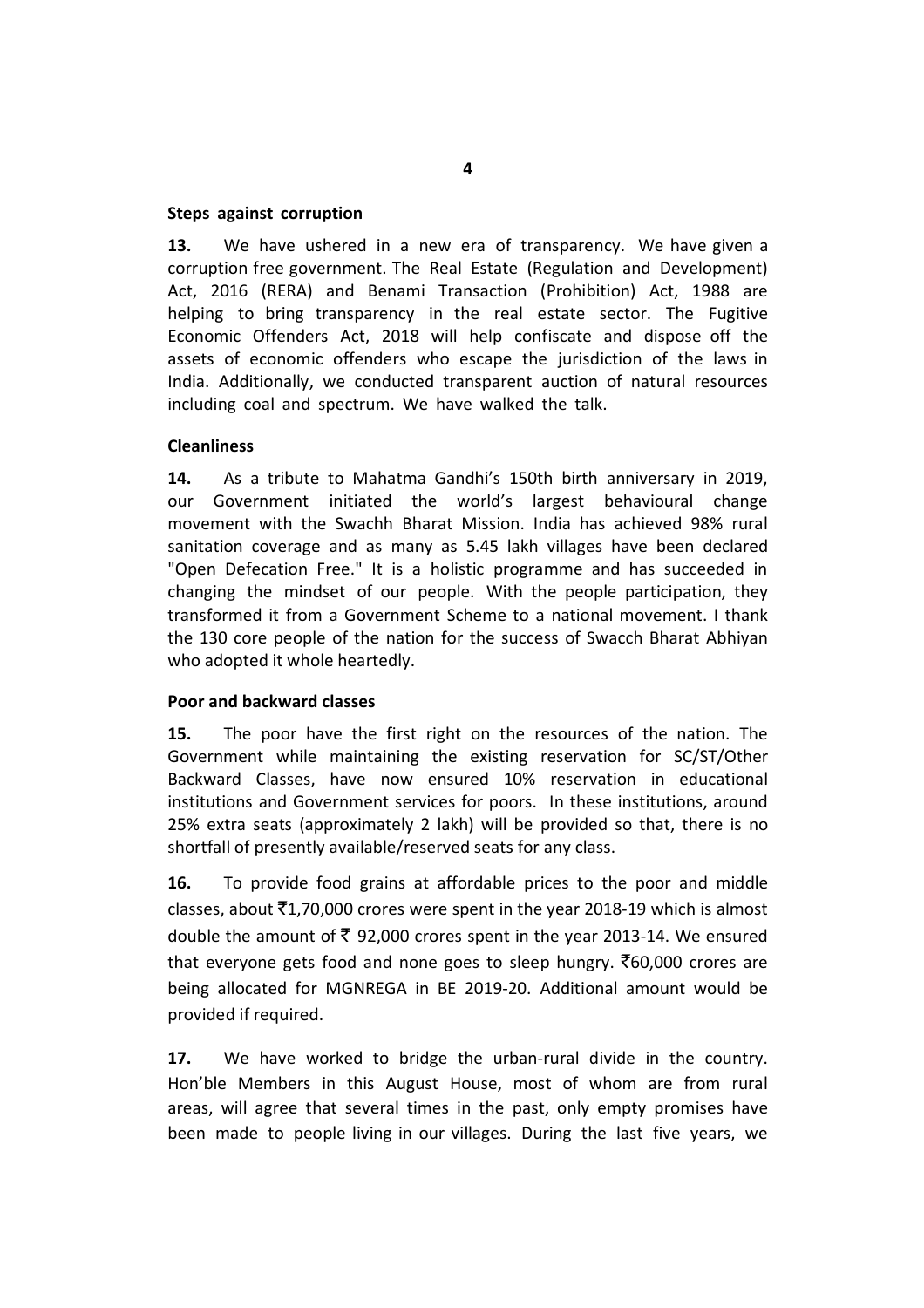**Steps against corruption**

**13.** We have ushered in a new era of transparency. We have given a corruption free government. The Real Estate (Regulation and Development) Act, 2016 (RERA) and Benami Transaction (Prohibition) Act, 1988 are helping to bring transparency in the real estate sector. The Fugitive Economic Offenders Act, 2018 will help confiscate and dispose off the assets of economic offenders who escape the jurisdiction of the laws in India. Additionally, we conducted transparent auction of natural resources including coal and spectrum. We have walked the talk.

**Cleanliness**

**14.** As a tribute to Mahatma Gandhi's 150th birth anniversary in 2019, our Government initiated the world's largest behavioural change movement with the Swachh Bharat Mission. India has achieved 98% rural sanitation coverage and as many as 5.45 lakh villages have been declared "Open Defecation Free." It is a holistic programme and has succeeded in changing the mindset of our people. With the people participation, they transformed it from a Government Scheme to a national movement. I thank the 130 core people of the nation for the success of Swacch Bharat Abhiyan who adopted it whole heartedly.

**Poor and backward classes**

**15.** The poor have the first right on the resources of the nation. The Government while maintaining the existing reservation for SC/ST/Other Backward Classes, have now ensured 10% reservation in educational institutions and Government services for poors. In these institutions, around 25% extra seats (approximately 2 lakh) will be provided so that, there is no shortfall of presently available/reserved seats for any class.

**16.** To provide food grains at affordable prices to the poor and middle classes, about ₹1,70,000 crores were spent in the year 2018-19 which is almost double the amount of ₹ 92,000 crores spent in the year 2013-14. We ensured that everyone gets food and none goes to sleep hungry. ₹60,000 crores are being allocated for MGNREGA in BE 2019-20. Additional amount would be provided if required.

**17.** We have worked to bridge the urban-rural divide in the country. Hon'ble Members in this August House, most of whom are from rural areas, will agree that several times in the past, only empty promises have been made to people living in our villages. During the last five years, we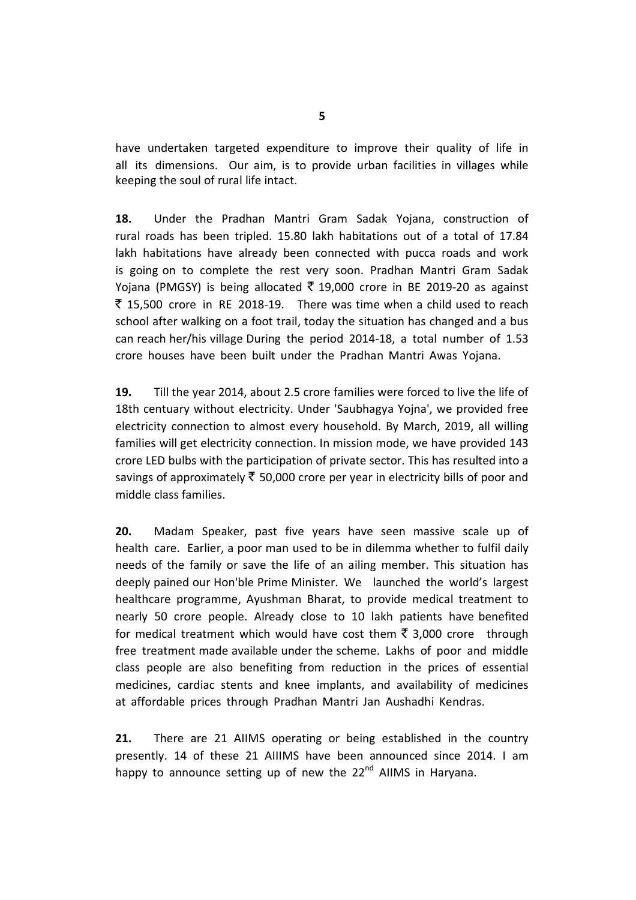have undertaken targeted expenditure to improve their quality of life in all its dimensions. Our aim, is to provide urban facilities in villages while keeping the soul of rural life intact.

**18.** Under the Pradhan Mantri Gram Sadak Yojana, construction of rural roads has been tripled. 15.80 lakh habitations out of a total of 17.84 lakh habitations have already been connected with pucca roads and work is going on to complete the rest very soon. Pradhan Mantri Gram Sadak Yojana (PMGSY) is being allocated ₹ 19,000 crore in BE 2019-20 as against ₹ 15,500 crore in RE 2018-19. There was time when a child used to reach school after walking on a foot trail, today the situation has changed and a bus can reach her/his village During the period 2014-18, a total number of 1.53 crore houses have been built under the Pradhan Mantri Awas Yojana.

**19.** Till the year 2014, about 2.5 crore families were forced to live the life of 18th centuary without electricity. Under 'Saubhagya Yojna', we provided free electricity connection to almost every household. By March, 2019, all willing families will get electricity connection. In mission mode, we have provided 143 crore LED bulbs with the participation of private sector. This has resulted into a savings of approximately ₹ 50,000 crore per year in electricity bills of poor and middle class families.

**20.** Madam Speaker, past five years have seen massive scale up of health care. Earlier, a poor man used to be in dilemma whether to fulfil daily needs of the family or save the life of an ailing member. This situation has deeply pained our Hon'ble Prime Minister. We launched the world's largest healthcare programme, Ayushman Bharat, to provide medical treatment to nearly 50 crore people. Already close to 10 lakh patients have benefited for medical treatment which would have cost them ₹ 3,000 crore through free treatment made available under the scheme. Lakhs of poor and middle class people are also benefiting from reduction in the prices of essential medicines, cardiac stents and knee implants, and availability of medicines at affordable prices through Pradhan Mantri Jan Aushadhi Kendras.

**21.** There are 21 AIIMS operating or being established in the country presently. 14 of these 21 AIIIMS have been announced since 2014. I am happy to announce setting up of new the 22nd AIIMS in Haryana.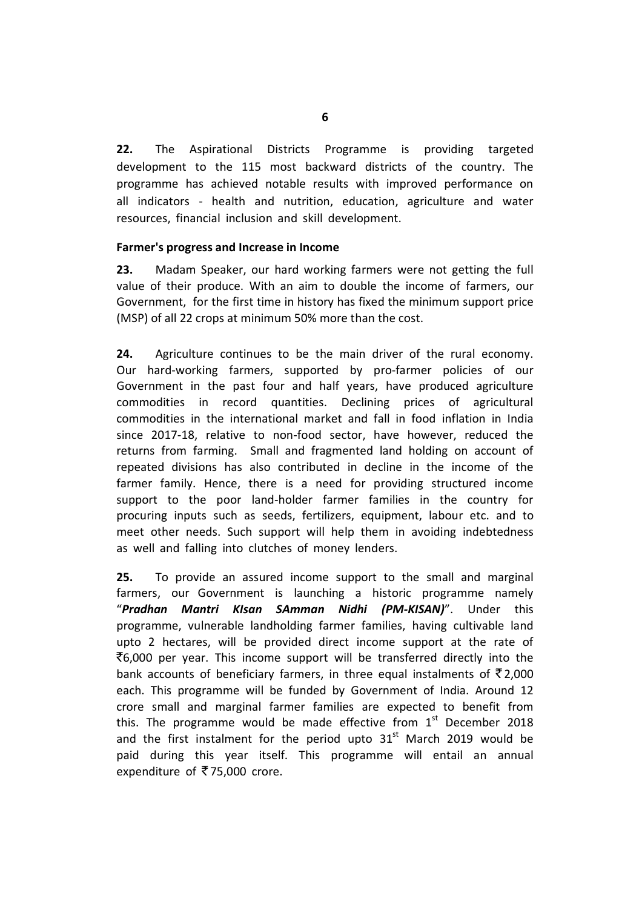**22.** The Aspirational Districts Programme is providing targeted development to the 115 most backward districts of the country. The programme has achieved notable results with improved performance on all indicators - health and nutrition, education, agriculture and water resources, financial inclusion and skill development.

**Farmer's progress and Increase in Income**

**23.** Madam Speaker, our hard working farmers were not getting the full value of their produce. With an aim to double the income of farmers, our Government, for the first time in history has fixed the minimum support price (MSP) of all 22 crops at minimum 50% more than the cost.

**24.** Agriculture continues to be the main driver of the rural economy. Our hard-working farmers, supported by pro-farmer policies of our Government in the past four and half years, have produced agriculture commodities in record quantities. Declining prices of agricultural commodities in the international market and fall in food inflation in India since 2017-18, relative to non-food sector, have however, reduced the returns from farming. Small and fragmented land holding on account of repeated divisions has also contributed in decline in the income of the farmer family. Hence, there is a need for providing structured income support to the poor land-holder farmer families in the country for procuring inputs such as seeds, fertilizers, equipment, labour etc. and to meet other needs. Such support will help them in avoiding indebtedness as well and falling into clutches of money lenders.

**25.** To provide an assured income support to the small and marginal farmers, our Government is launching a historic programme namely "***Pradhan Mantri KIsan SAmman Nidhi (PM-KISAN)***". Under this programme, vulnerable landholding farmer families, having cultivable land upto 2 hectares, will be provided direct income support at the rate of ₹6,000 per year. This income support will be transferred directly into the bank accounts of beneficiary farmers, in three equal instalments of ₹2,000 each. This programme will be funded by Government of India. Around 12 crore small and marginal farmer families are expected to benefit from this. The programme would be made effective from 1st December 2018 and the first instalment for the period upto 31st March 2019 would be paid during this year itself. This programme will entail an annual expenditure of ₹75,000 crore.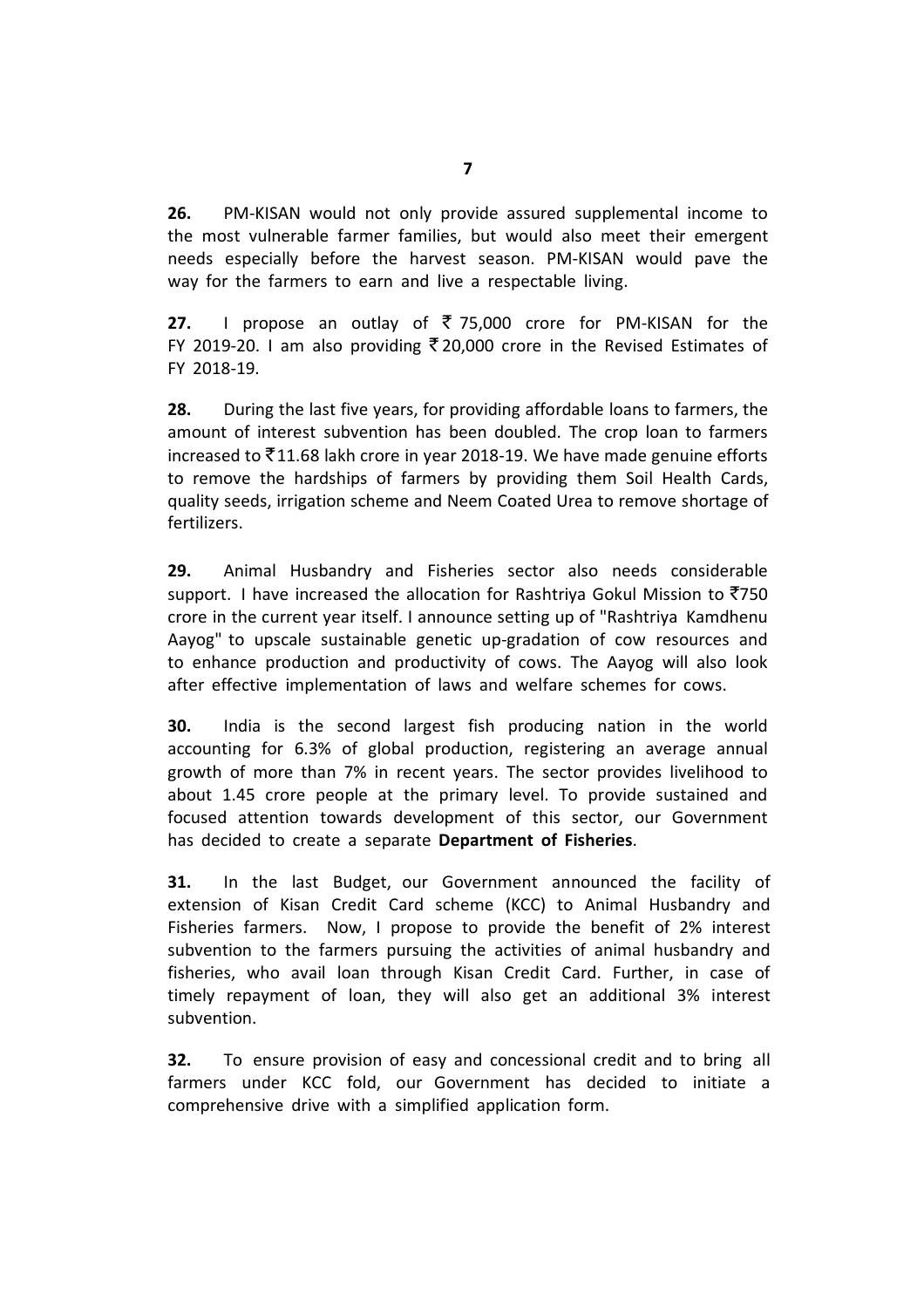**26.** PM-KISAN would not only provide assured supplemental income to the most vulnerable farmer families, but would also meet their emergent needs especially before the harvest season. PM-KISAN would pave the way for the farmers to earn and live a respectable living.

**27.** I propose an outlay of ₹ 75,000 crore for PM-KISAN for the FY 2019-20. I am also providing ₹ 20,000 crore in the Revised Estimates of FY 2018-19.

**28.** During the last five years, for providing affordable loans to farmers, the amount of interest subvention has been doubled. The crop loan to farmers increased to ₹11.68 lakh crore in year 2018-19. We have made genuine efforts to remove the hardships of farmers by providing them Soil Health Cards, quality seeds, irrigation scheme and Neem Coated Urea to remove shortage of fertilizers.

**29.** Animal Husbandry and Fisheries sector also needs considerable support. I have increased the allocation for Rashtriya Gokul Mission to ₹750 crore in the current year itself. I announce setting up of "Rashtriya Kamdhenu Aayog" to upscale sustainable genetic up-gradation of cow resources and to enhance production and productivity of cows. The Aayog will also look after effective implementation of laws and welfare schemes for cows.

**30.** India is the second largest fish producing nation in the world accounting for 6.3% of global production, registering an average annual growth of more than 7% in recent years. The sector provides livelihood to about 1.45 crore people at the primary level. To provide sustained and focused attention towards development of this sector, our Government has decided to create a separate **Department of Fisheries**.

**31.** In the last Budget, our Government announced the facility of extension of Kisan Credit Card scheme (KCC) to Animal Husbandry and Fisheries farmers. Now, I propose to provide the benefit of 2% interest subvention to the farmers pursuing the activities of animal husbandry and fisheries, who avail loan through Kisan Credit Card. Further, in case of timely repayment of loan, they will also get an additional 3% interest subvention.

**32.** To ensure provision of easy and concessional credit and to bring all farmers under KCC fold, our Government has decided to initiate a comprehensive drive with a simplified application form.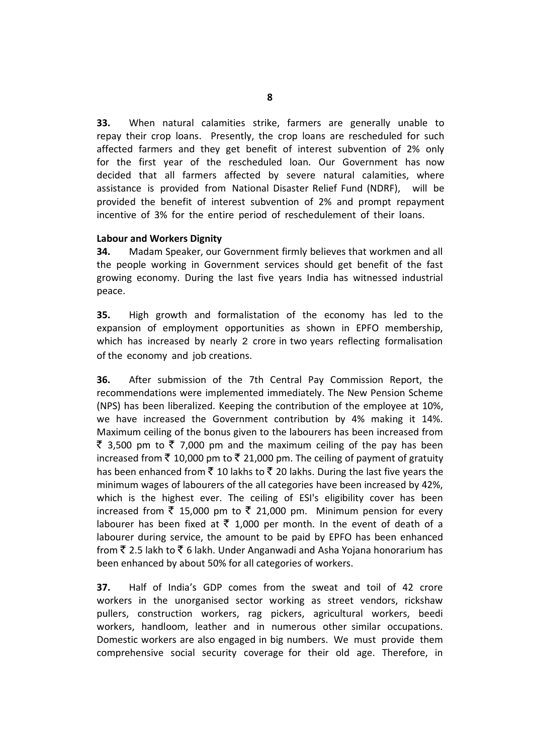**33.** When natural calamities strike, farmers are generally unable to repay their crop loans. Presently, the crop loans are rescheduled for such affected farmers and they get benefit of interest subvention of 2% only for the first year of the rescheduled loan. Our Government has now decided that all farmers affected by severe natural calamities, where assistance is provided from National Disaster Relief Fund (NDRF), will be provided the benefit of interest subvention of 2% and prompt repayment incentive of 3% for the entire period of reschedulement of their loans.

**Labour and Workers Dignity**

**34.** Madam Speaker, our Government firmly believes that workmen and all the people working in Government services should get benefit of the fast growing economy. During the last five years India has witnessed industrial peace.

**35.** High growth and formalistation of the economy has led to the expansion of employment opportunities as shown in EPFO membership, which has increased by nearly 2 crore in two years reflecting formalisation of the economy and job creations.

**36.** After submission of the 7th Central Pay Commission Report, the recommendations were implemented immediately. The New Pension Scheme (NPS) has been liberalized. Keeping the contribution of the employee at 10%, we have increased the Government contribution by 4% making it 14%. Maximum ceiling of the bonus given to the labourers has been increased from ₹ 3,500 pm to ₹ 7,000 pm and the maximum ceiling of the pay has been increased from ₹ 10,000 pm to ₹ 21,000 pm. The ceiling of payment of gratuity has been enhanced from ₹ 10 lakhs to ₹ 20 lakhs. During the last five years the minimum wages of labourers of the all categories have been increased by 42%, which is the highest ever. The ceiling of ESI's eligibility cover has been increased from ₹ 15,000 pm to ₹ 21,000 pm. Minimum pension for every labourer has been fixed at ₹ 1,000 per month. In the event of death of a labourer during service, the amount to be paid by EPFO has been enhanced from ₹ 2.5 lakh to ₹ 6 lakh. Under Anganwadi and Asha Yojana honorarium has been enhanced by about 50% for all categories of workers.

**37.** Half of India's GDP comes from the sweat and toil of 42 crore workers in the unorganised sector working as street vendors, rickshaw pullers, construction workers, rag pickers, agricultural workers, beedi workers, handloom, leather and in numerous other similar occupations. Domestic workers are also engaged in big numbers. We must provide them comprehensive social security coverage for their old age. Therefore, in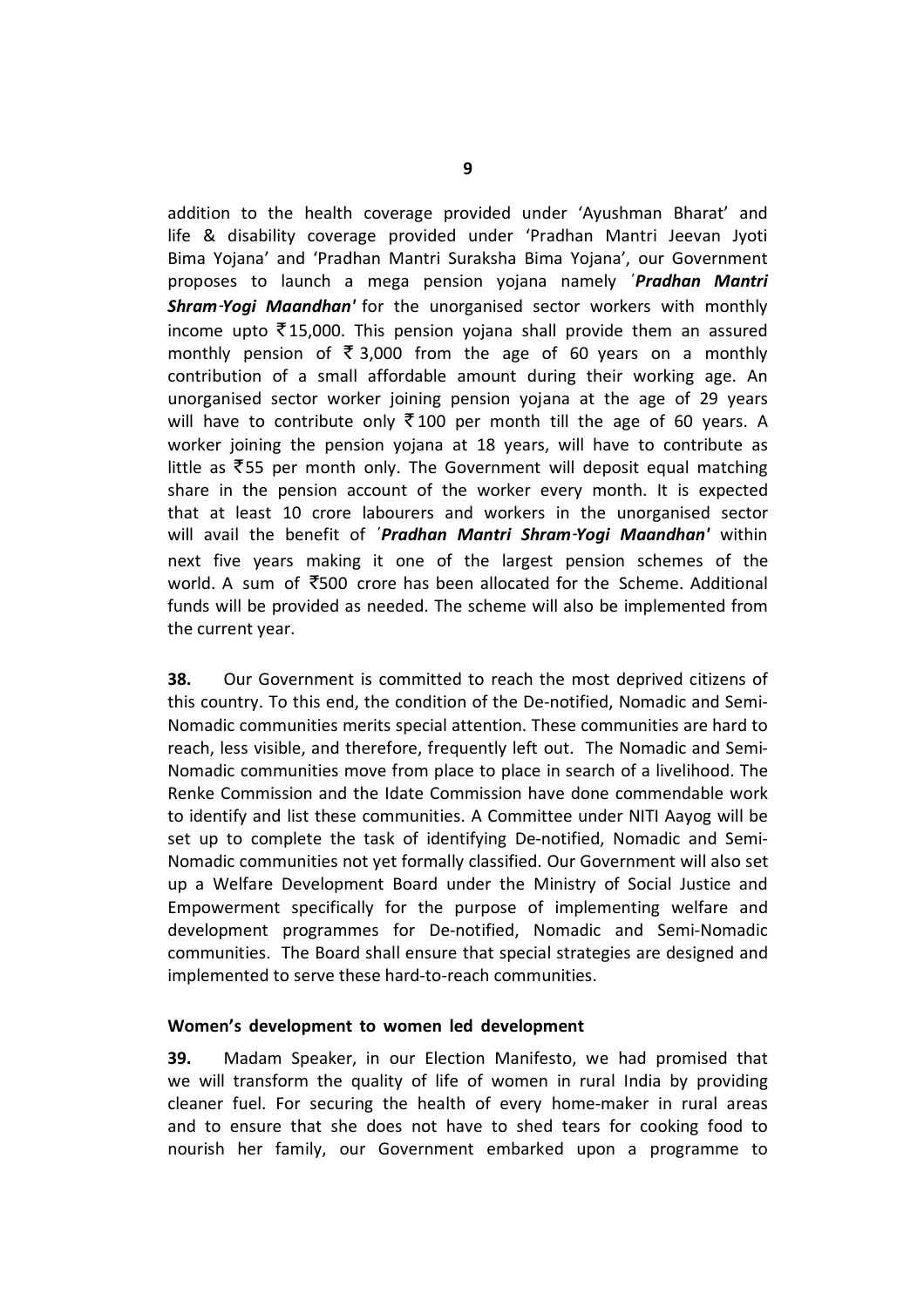addition to the health coverage provided under 'Ayushman Bharat' and life & disability coverage provided under 'Pradhan Mantri Jeevan Jyoti Bima Yojana' and 'Pradhan Mantri Suraksha Bima Yojana', our Government proposes to launch a mega pension yojana namely '***Pradhan Mantri Shram-Yogi Maandhan***' for the unorganised sector workers with monthly income upto ₹15,000. This pension yojana shall provide them an assured monthly pension of ₹ 3,000 from the age of 60 years on a monthly contribution of a small affordable amount during their working age. An unorganised sector worker joining pension yojana at the age of 29 years will have to contribute only ₹100 per month till the age of 60 years. A worker joining the pension yojana at 18 years, will have to contribute as little as ₹55 per month only. The Government will deposit equal matching share in the pension account of the worker every month. It is expected that at least 10 crore labourers and workers in the unorganised sector will avail the benefit of '***Pradhan Mantri Shram-Yogi Maandhan***' within next five years making it one of the largest pension schemes of the world. A sum of ₹500 crore has been allocated for the Scheme. Additional funds will be provided as needed. The scheme will also be implemented from the current year.

**38.** Our Government is committed to reach the most deprived citizens of this country. To this end, the condition of the De-notified, Nomadic and Semi-Nomadic communities merits special attention. These communities are hard to reach, less visible, and therefore, frequently left out. The Nomadic and Semi-Nomadic communities move from place to place in search of a livelihood. The Renke Commission and the Idate Commission have done commendable work to identify and list these communities. A Committee under NITI Aayog will be set up to complete the task of identifying De-notified, Nomadic and Semi-Nomadic communities not yet formally classified. Our Government will also set up a Welfare Development Board under the Ministry of Social Justice and Empowerment specifically for the purpose of implementing welfare and development programmes for De-notified, Nomadic and Semi-Nomadic communities. The Board shall ensure that special strategies are designed and implemented to serve these hard-to-reach communities.

#### Women's development to women led development

**39.** Madam Speaker, in our Election Manifesto, we had promised that we will transform the quality of life of women in rural India by providing cleaner fuel. For securing the health of every home-maker in rural areas and to ensure that she does not have to shed tears for cooking food to nourish her family, our Government embarked upon a programme to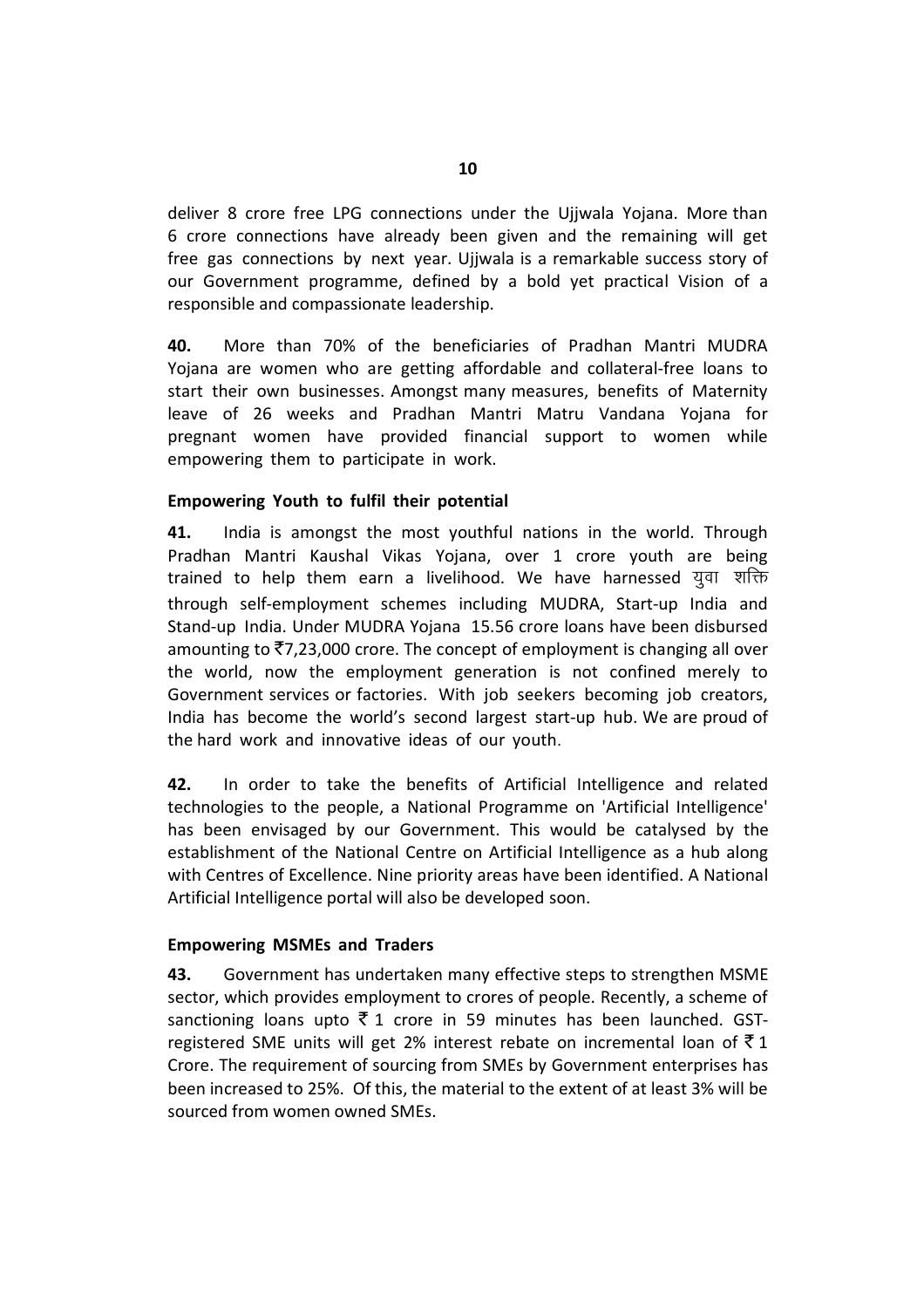deliver 8 crore free LPG connections under the Ujjwala Yojana. More than 6 crore connections have already been given and the remaining will get free gas connections by next year. Ujjwala is a remarkable success story of our Government programme, defined by a bold yet practical Vision of a responsible and compassionate leadership.

**40.** More than 70% of the beneficiaries of Pradhan Mantri MUDRA Yojana are women who are getting affordable and collateral-free loans to start their own businesses. Amongst many measures, benefits of Maternity leave of 26 weeks and Pradhan Mantri Matru Vandana Yojana for pregnant women have provided financial support to women while empowering them to participate in work.

**Empowering Youth to fulfil their potential**

**41.** India is amongst the most youthful nations in the world. Through Pradhan Mantri Kaushal Vikas Yojana, over 1 crore youth are being trained to help them earn a livelihood. We have harnessed युवा शक्ति through self-employment schemes including MUDRA, Start-up India and Stand-up India. Under MUDRA Yojana 15.56 crore loans have been disbursed amounting to ₹7,23,000 crore. The concept of employment is changing all over the world, now the employment generation is not confined merely to Government services or factories. With job seekers becoming job creators, India has become the world's second largest start-up hub. We are proud of the hard work and innovative ideas of our youth.

**42.** In order to take the benefits of Artificial Intelligence and related technologies to the people, a National Programme on 'Artificial Intelligence' has been envisaged by our Government. This would be catalysed by the establishment of the National Centre on Artificial Intelligence as a hub along with Centres of Excellence. Nine priority areas have been identified. A National Artificial Intelligence portal will also be developed soon.

**Empowering MSMEs and Traders**

**43.** Government has undertaken many effective steps to strengthen MSME sector, which provides employment to crores of people. Recently, a scheme of sanctioning loans upto ₹ 1 crore in 59 minutes has been launched. GST-registered SME units will get 2% interest rebate on incremental loan of ₹ 1 Crore. The requirement of sourcing from SMEs by Government enterprises has been increased to 25%. Of this, the material to the extent of at least 3% will be sourced from women owned SMEs.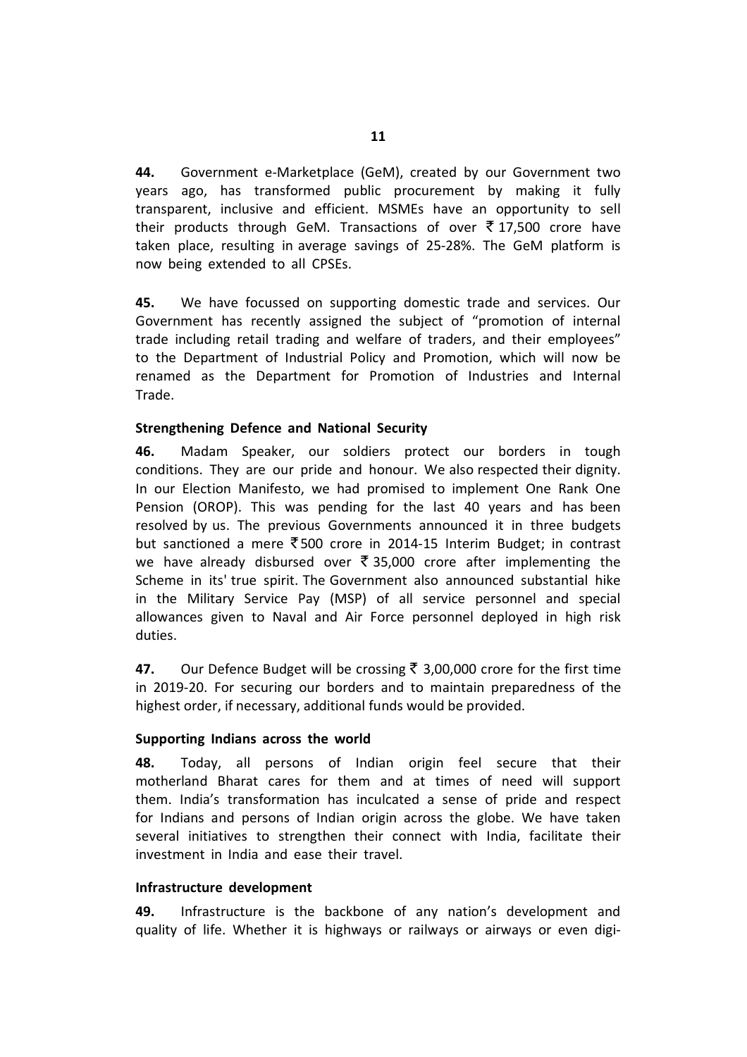**44.** Government e-Marketplace (GeM), created by our Government two years ago, has transformed public procurement by making it fully transparent, inclusive and efficient. MSMEs have an opportunity to sell their products through GeM. Transactions of over ₹ 17,500 crore have taken place, resulting in average savings of 25-28%. The GeM platform is now being extended to all CPSEs.

**45.** We have focussed on supporting domestic trade and services. Our Government has recently assigned the subject of "promotion of internal trade including retail trading and welfare of traders, and their employees" to the Department of Industrial Policy and Promotion, which will now be renamed as the Department for Promotion of Industries and Internal Trade.

### Strengthening Defence and National Security

**46.** Madam Speaker, our soldiers protect our borders in tough conditions. They are our pride and honour. We also respected their dignity. In our Election Manifesto, we had promised to implement One Rank One Pension (OROP). This was pending for the last 40 years and has been resolved by us. The previous Governments announced it in three budgets but sanctioned a mere ₹500 crore in 2014-15 Interim Budget; in contrast we have already disbursed over ₹ 35,000 crore after implementing the Scheme in its' true spirit. The Government also announced substantial hike in the Military Service Pay (MSP) of all service personnel and special allowances given to Naval and Air Force personnel deployed in high risk duties.

**47.** Our Defence Budget will be crossing ₹ 3,00,000 crore for the first time in 2019-20. For securing our borders and to maintain preparedness of the highest order, if necessary, additional funds would be provided.

### Supporting Indians across the world

**48.** Today, all persons of Indian origin feel secure that their motherland Bharat cares for them and at times of need will support them. India's transformation has inculcated a sense of pride and respect for Indians and persons of Indian origin across the globe. We have taken several initiatives to strengthen their connect with India, facilitate their investment in India and ease their travel.

### Infrastructure development

**49.** Infrastructure is the backbone of any nation's development and quality of life. Whether it is highways or railways or airways or even digi-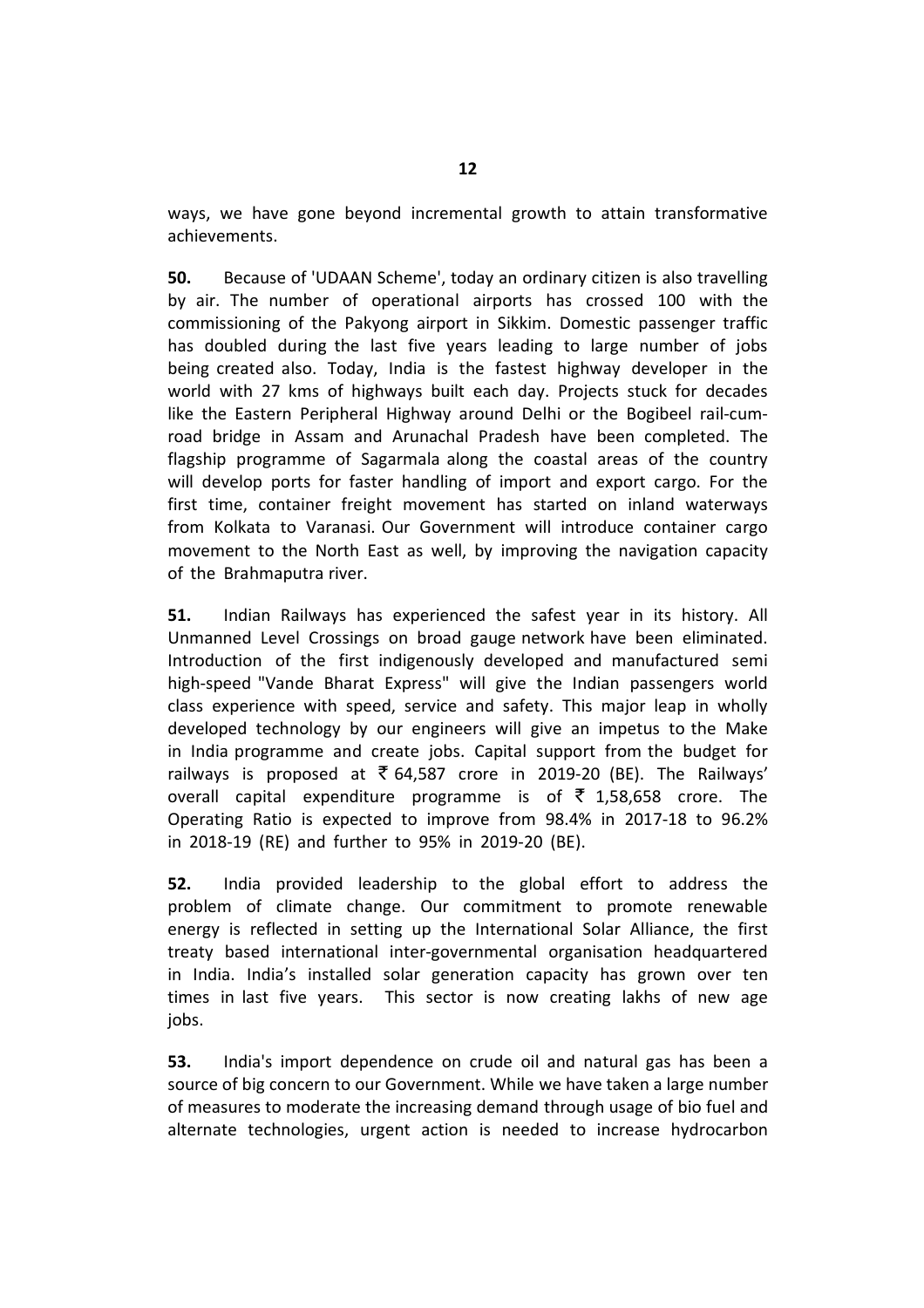ways, we have gone beyond incremental growth to attain transformative achievements.

**50.** Because of 'UDAAN Scheme', today an ordinary citizen is also travelling by air. The number of operational airports has crossed 100 with the commissioning of the Pakyong airport in Sikkim. Domestic passenger traffic has doubled during the last five years leading to large number of jobs being created also. Today, India is the fastest highway developer in the world with 27 kms of highways built each day. Projects stuck for decades like the Eastern Peripheral Highway around Delhi or the Bogibeel rail-cum-road bridge in Assam and Arunachal Pradesh have been completed. The flagship programme of Sagarmala along the coastal areas of the country will develop ports for faster handling of import and export cargo. For the first time, container freight movement has started on inland waterways from Kolkata to Varanasi. Our Government will introduce container cargo movement to the North East as well, by improving the navigation capacity of the Brahmaputra river.

**51.** Indian Railways has experienced the safest year in its history. All Unmanned Level Crossings on broad gauge network have been eliminated. Introduction of the first indigenously developed and manufactured semi high-speed "Vande Bharat Express" will give the Indian passengers world class experience with speed, service and safety. This major leap in wholly developed technology by our engineers will give an impetus to the Make in India programme and create jobs. Capital support from the budget for railways is proposed at ₹ 64,587 crore in 2019-20 (BE). The Railways' overall capital expenditure programme is of ₹ 1,58,658 crore. The Operating Ratio is expected to improve from 98.4% in 2017-18 to 96.2% in 2018-19 (RE) and further to 95% in 2019-20 (BE).

**52.** India provided leadership to the global effort to address the problem of climate change. Our commitment to promote renewable energy is reflected in setting up the International Solar Alliance, the first treaty based international inter-governmental organisation headquartered in India. India's installed solar generation capacity has grown over ten times in last five years. This sector is now creating lakhs of new age jobs.

**53.** India's import dependence on crude oil and natural gas has been a source of big concern to our Government. While we have taken a large number of measures to moderate the increasing demand through usage of bio fuel and alternate technologies, urgent action is needed to increase hydrocarbon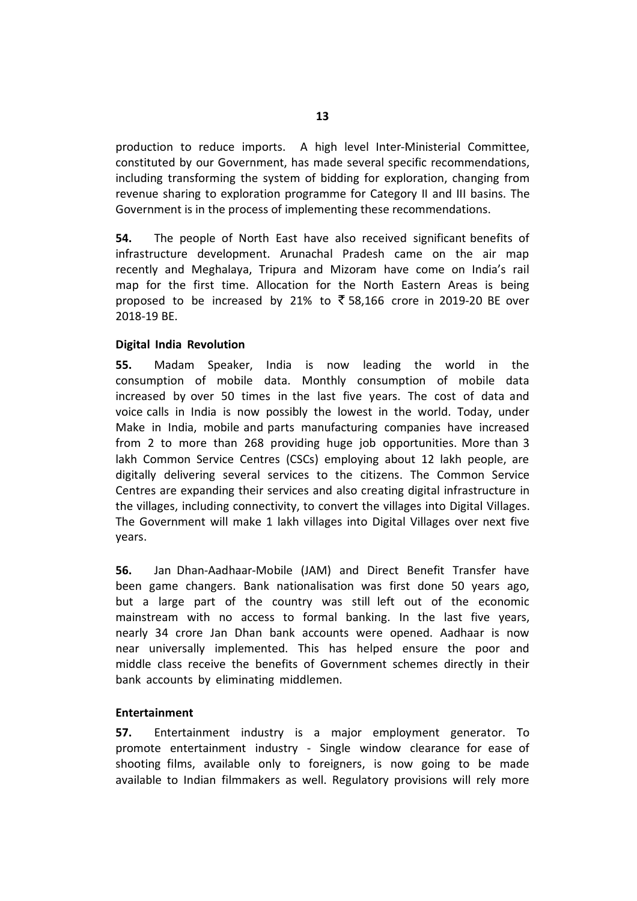production to reduce imports. A high level Inter-Ministerial Committee, constituted by our Government, has made several specific recommendations, including transforming the system of bidding for exploration, changing from revenue sharing to exploration programme for Category II and III basins. The Government is in the process of implementing these recommendations.

**54.** The people of North East have also received significant benefits of infrastructure development. Arunachal Pradesh came on the air map recently and Meghalaya, Tripura and Mizoram have come on India's rail map for the first time. Allocation for the North Eastern Areas is being proposed to be increased by 21% to ₹ 58,166 crore in 2019-20 BE over 2018-19 BE.

**Digital India Revolution**

**55.** Madam Speaker, India is now leading the world in the consumption of mobile data. Monthly consumption of mobile data increased by over 50 times in the last five years. The cost of data and voice calls in India is now possibly the lowest in the world. Today, under Make in India, mobile and parts manufacturing companies have increased from 2 to more than 268 providing huge job opportunities. More than 3 lakh Common Service Centres (CSCs) employing about 12 lakh people, are digitally delivering several services to the citizens. The Common Service Centres are expanding their services and also creating digital infrastructure in the villages, including connectivity, to convert the villages into Digital Villages. The Government will make 1 lakh villages into Digital Villages over next five years.

**56.** Jan Dhan-Aadhaar-Mobile (JAM) and Direct Benefit Transfer have been game changers. Bank nationalisation was first done 50 years ago, but a large part of the country was still left out of the economic mainstream with no access to formal banking. In the last five years, nearly 34 crore Jan Dhan bank accounts were opened. Aadhaar is now near universally implemented. This has helped ensure the poor and middle class receive the benefits of Government schemes directly in their bank accounts by eliminating middlemen.

**Entertainment**

**57.** Entertainment industry is a major employment generator. To promote entertainment industry - Single window clearance for ease of shooting films, available only to foreigners, is now going to be made available to Indian filmmakers as well. Regulatory provisions will rely more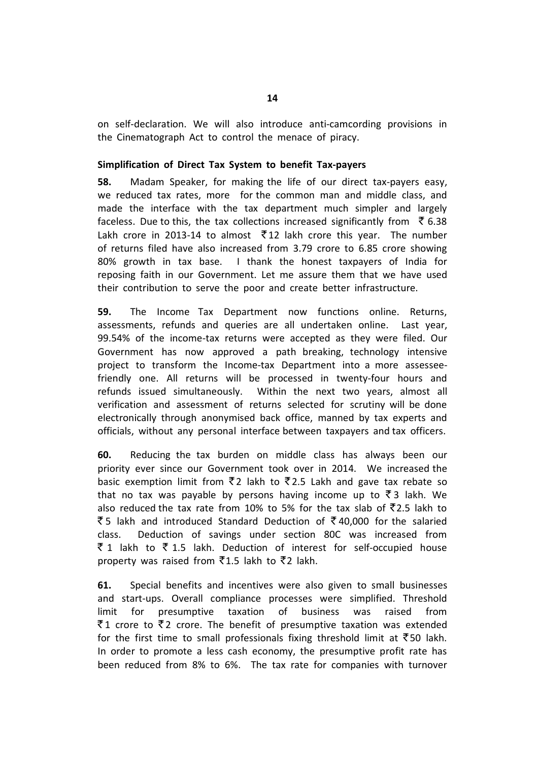on self-declaration. We will also introduce anti-camcording provisions in the Cinematograph Act to control the menace of piracy.

**Simplification of Direct Tax System to benefit Tax-payers**

**58.** Madam Speaker, for making the life of our direct tax-payers easy, we reduced tax rates, more for the common man and middle class, and made the interface with the tax department much simpler and largely faceless. Due to this, the tax collections increased significantly from ₹ 6.38 Lakh crore in 2013-14 to almost ₹12 lakh crore this year. The number of returns filed have also increased from 3.79 crore to 6.85 crore showing 80% growth in tax base. I thank the honest taxpayers of India for reposing faith in our Government. Let me assure them that we have used their contribution to serve the poor and create better infrastructure.

**59.** The Income Tax Department now functions online. Returns, assessments, refunds and queries are all undertaken online. Last year, 99.54% of the income-tax returns were accepted as they were filed. Our Government has now approved a path breaking, technology intensive project to transform the Income-tax Department into a more assessee-friendly one. All returns will be processed in twenty-four hours and refunds issued simultaneously. Within the next two years, almost all verification and assessment of returns selected for scrutiny will be done electronically through anonymised back office, manned by tax experts and officials, without any personal interface between taxpayers and tax officers.

**60.** Reducing the tax burden on middle class has always been our priority ever since our Government took over in 2014. We increased the basic exemption limit from ₹2 lakh to ₹2.5 Lakh and gave tax rebate so that no tax was payable by persons having income up to ₹3 lakh. We also reduced the tax rate from 10% to 5% for the tax slab of ₹2.5 lakh to ₹5 lakh and introduced Standard Deduction of ₹40,000 for the salaried class. Deduction of savings under section 80C was increased from ₹1 lakh to ₹1.5 lakh. Deduction of interest for self-occupied house property was raised from ₹1.5 lakh to ₹2 lakh.

**61.** Special benefits and incentives were also given to small businesses and start-ups. Overall compliance processes were simplified. Threshold limit for presumptive taxation of business was raised from ₹1 crore to ₹2 crore. The benefit of presumptive taxation was extended for the first time to small professionals fixing threshold limit at ₹50 lakh. In order to promote a less cash economy, the presumptive profit rate has been reduced from 8% to 6%. The tax rate for companies with turnover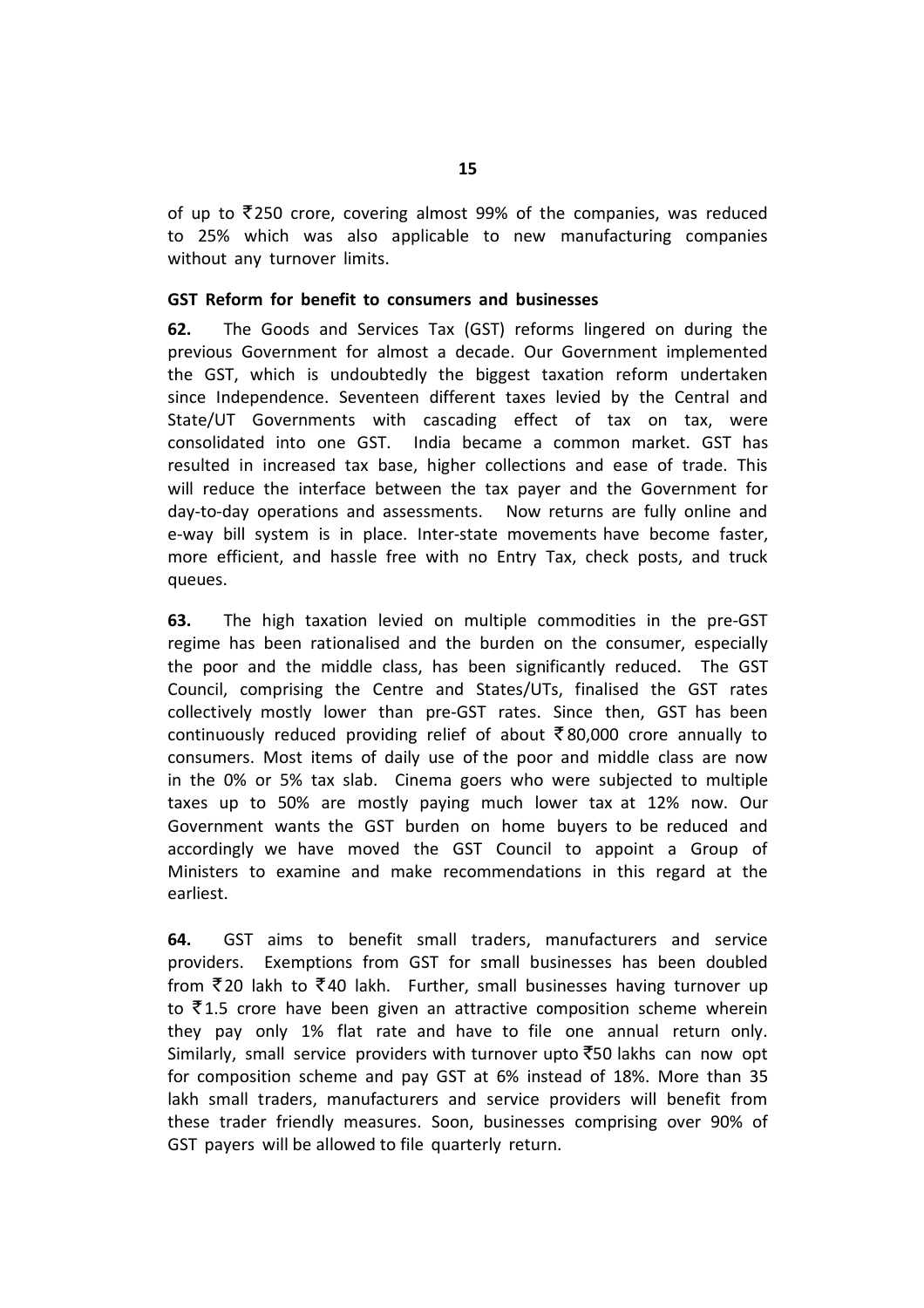of up to ₹250 crore, covering almost 99% of the companies, was reduced to 25% which was also applicable to new manufacturing companies without any turnover limits.

**GST Reform for benefit to consumers and businesses**

**62.** The Goods and Services Tax (GST) reforms lingered on during the previous Government for almost a decade. Our Government implemented the GST, which is undoubtedly the biggest taxation reform undertaken since Independence. Seventeen different taxes levied by the Central and State/UT Governments with cascading effect of tax on tax, were consolidated into one GST. India became a common market. GST has resulted in increased tax base, higher collections and ease of trade. This will reduce the interface between the tax payer and the Government for day-to-day operations and assessments. Now returns are fully online and e-way bill system is in place. Inter-state movements have become faster, more efficient, and hassle free with no Entry Tax, check posts, and truck queues.

**63.** The high taxation levied on multiple commodities in the pre-GST regime has been rationalised and the burden on the consumer, especially the poor and the middle class, has been significantly reduced. The GST Council, comprising the Centre and States/UTs, finalised the GST rates collectively mostly lower than pre-GST rates. Since then, GST has been continuously reduced providing relief of about ₹80,000 crore annually to consumers. Most items of daily use of the poor and middle class are now in the 0% or 5% tax slab. Cinema goers who were subjected to multiple taxes up to 50% are mostly paying much lower tax at 12% now. Our Government wants the GST burden on home buyers to be reduced and accordingly we have moved the GST Council to appoint a Group of Ministers to examine and make recommendations in this regard at the earliest.

**64.** GST aims to benefit small traders, manufacturers and service providers. Exemptions from GST for small businesses has been doubled from ₹20 lakh to ₹40 lakh. Further, small businesses having turnover up to ₹1.5 crore have been given an attractive composition scheme wherein they pay only 1% flat rate and have to file one annual return only. Similarly, small service providers with turnover upto ₹50 lakhs can now opt for composition scheme and pay GST at 6% instead of 18%. More than 35 lakh small traders, manufacturers and service providers will benefit from these trader friendly measures. Soon, businesses comprising over 90% of GST payers will be allowed to file quarterly return.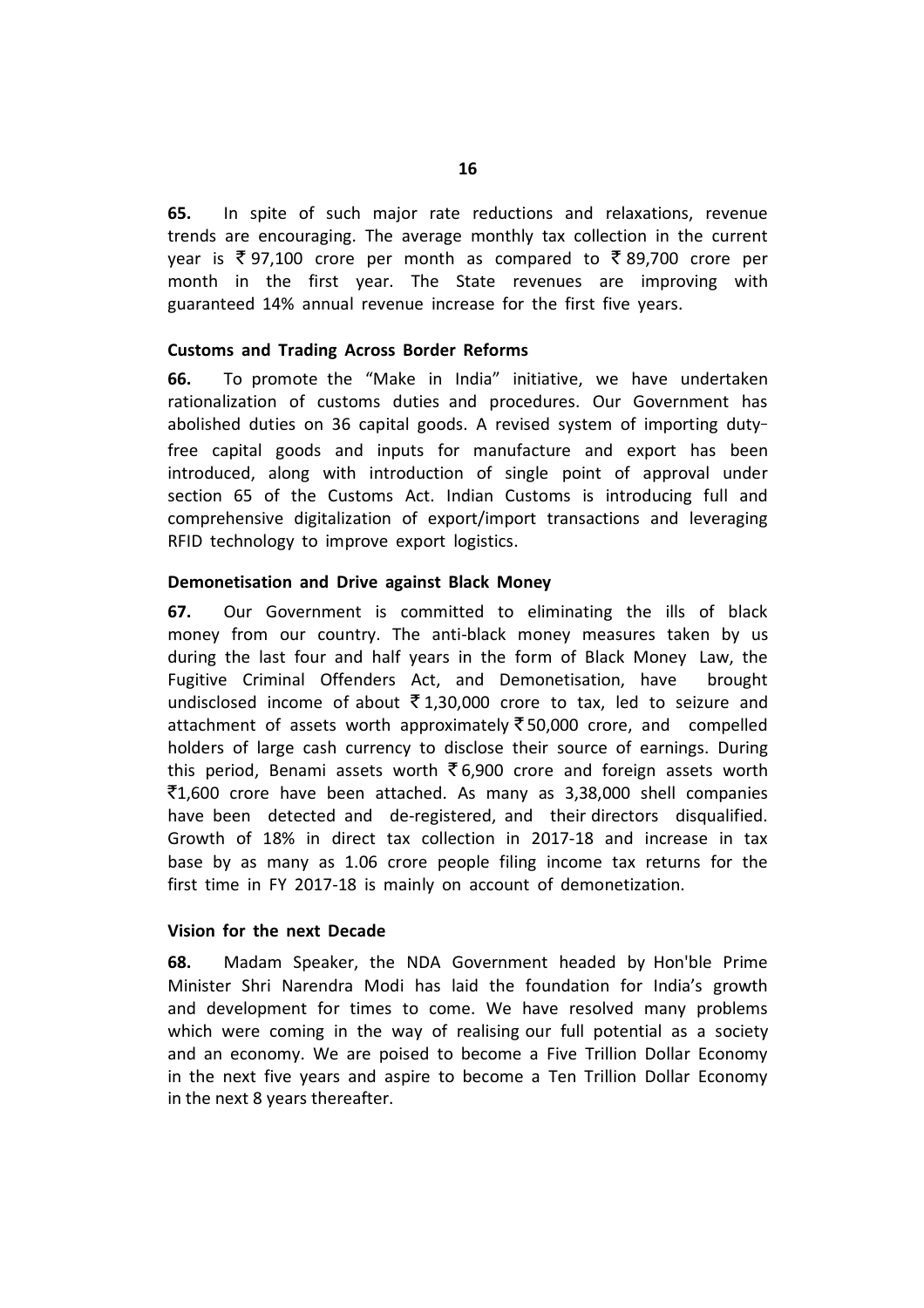**65.** In spite of such major rate reductions and relaxations, revenue trends are encouraging. The average monthly tax collection in the current year is ₹ 97,100 crore per month as compared to ₹ 89,700 crore per month in the first year. The State revenues are improving with guaranteed 14% annual revenue increase for the first five years.

**Customs and Trading Across Border Reforms**

**66.** To promote the "Make in India" initiative, we have undertaken rationalization of customs duties and procedures. Our Government has abolished duties on 36 capital goods. A revised system of importing duty-free capital goods and inputs for manufacture and export has been introduced, along with introduction of single point of approval under section 65 of the Customs Act. Indian Customs is introducing full and comprehensive digitalization of export/import transactions and leveraging RFID technology to improve export logistics.

**Demonetisation and Drive against Black Money**

**67.** Our Government is committed to eliminating the ills of black money from our country. The anti-black money measures taken by us during the last four and half years in the form of Black Money Law, the Fugitive Criminal Offenders Act, and Demonetisation, have brought undisclosed income of about ₹ 1,30,000 crore to tax, led to seizure and attachment of assets worth approximately ₹ 50,000 crore, and compelled holders of large cash currency to disclose their source of earnings. During this period, Benami assets worth ₹ 6,900 crore and foreign assets worth ₹1,600 crore have been attached. As many as 3,38,000 shell companies have been detected and de-registered, and their directors disqualified. Growth of 18% in direct tax collection in 2017-18 and increase in tax base by as many as 1.06 crore people filing income tax returns for the first time in FY 2017-18 is mainly on account of demonetization.

**Vision for the next Decade**

**68.** Madam Speaker, the NDA Government headed by Hon'ble Prime Minister Shri Narendra Modi has laid the foundation for India's growth and development for times to come. We have resolved many problems which were coming in the way of realising our full potential as a society and an economy. We are poised to become a Five Trillion Dollar Economy in the next five years and aspire to become a Ten Trillion Dollar Economy in the next 8 years thereafter.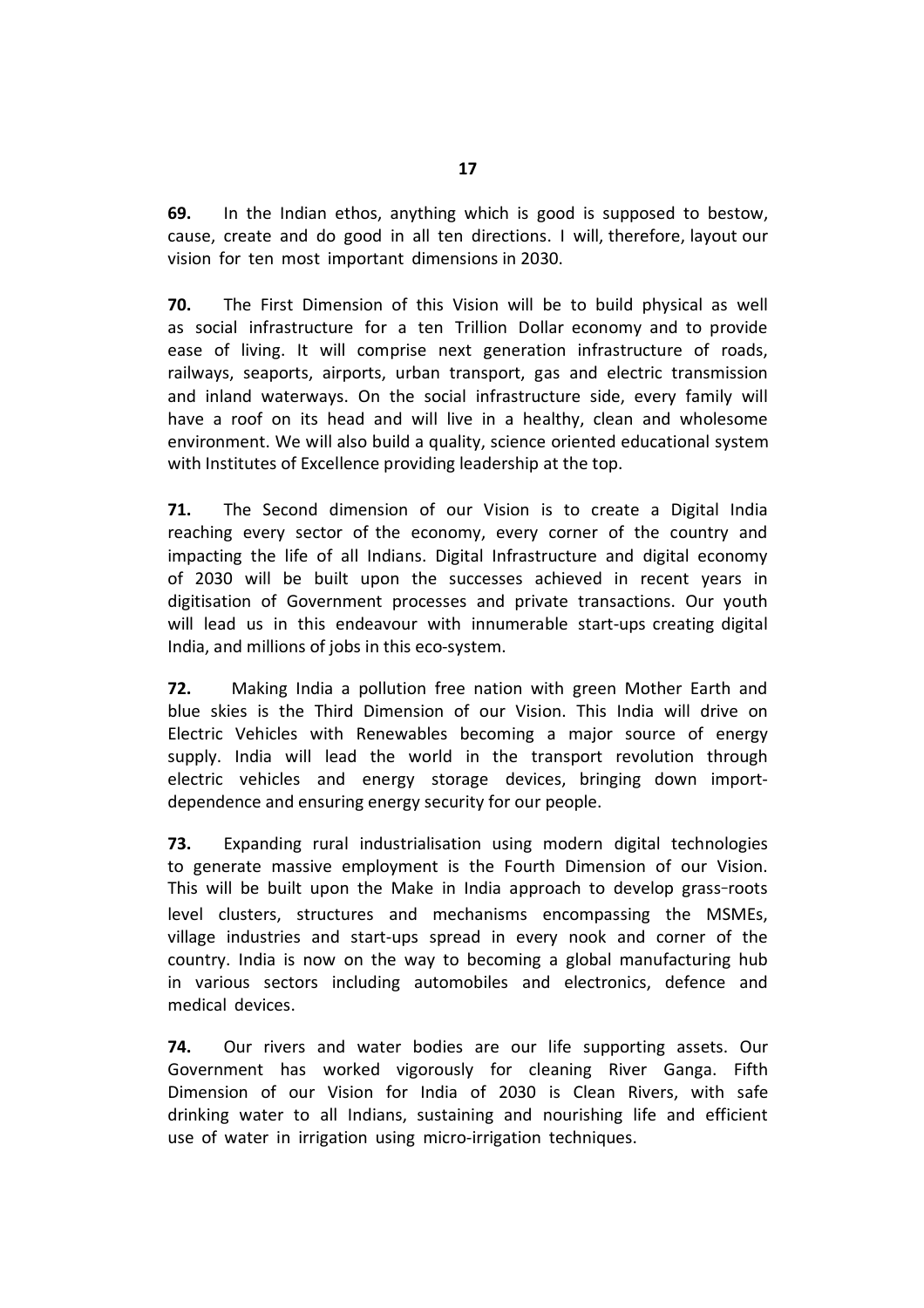**69.** In the Indian ethos, anything which is good is supposed to bestow, cause, create and do good in all ten directions. I will, therefore, layout our vision for ten most important dimensions in 2030.

**70.** The First Dimension of this Vision will be to build physical as well as social infrastructure for a ten Trillion Dollar economy and to provide ease of living. It will comprise next generation infrastructure of roads, railways, seaports, airports, urban transport, gas and electric transmission and inland waterways. On the social infrastructure side, every family will have a roof on its head and will live in a healthy, clean and wholesome environment. We will also build a quality, science oriented educational system with Institutes of Excellence providing leadership at the top.

**71.** The Second dimension of our Vision is to create a Digital India reaching every sector of the economy, every corner of the country and impacting the life of all Indians. Digital Infrastructure and digital economy of 2030 will be built upon the successes achieved in recent years in digitisation of Government processes and private transactions. Our youth will lead us in this endeavour with innumerable start-ups creating digital India, and millions of jobs in this eco-system.

**72.** Making India a pollution free nation with green Mother Earth and blue skies is the Third Dimension of our Vision. This India will drive on Electric Vehicles with Renewables becoming a major source of energy supply. India will lead the world in the transport revolution through electric vehicles and energy storage devices, bringing down import-dependence and ensuring energy security for our people.

**73.** Expanding rural industrialisation using modern digital technologies to generate massive employment is the Fourth Dimension of our Vision. This will be built upon the Make in India approach to develop grass-roots level clusters, structures and mechanisms encompassing the MSMEs, village industries and start-ups spread in every nook and corner of the country. India is now on the way to becoming a global manufacturing hub in various sectors including automobiles and electronics, defence and medical devices.

**74.** Our rivers and water bodies are our life supporting assets. Our Government has worked vigorously for cleaning River Ganga. Fifth Dimension of our Vision for India of 2030 is Clean Rivers, with safe drinking water to all Indians, sustaining and nourishing life and efficient use of water in irrigation using micro-irrigation techniques.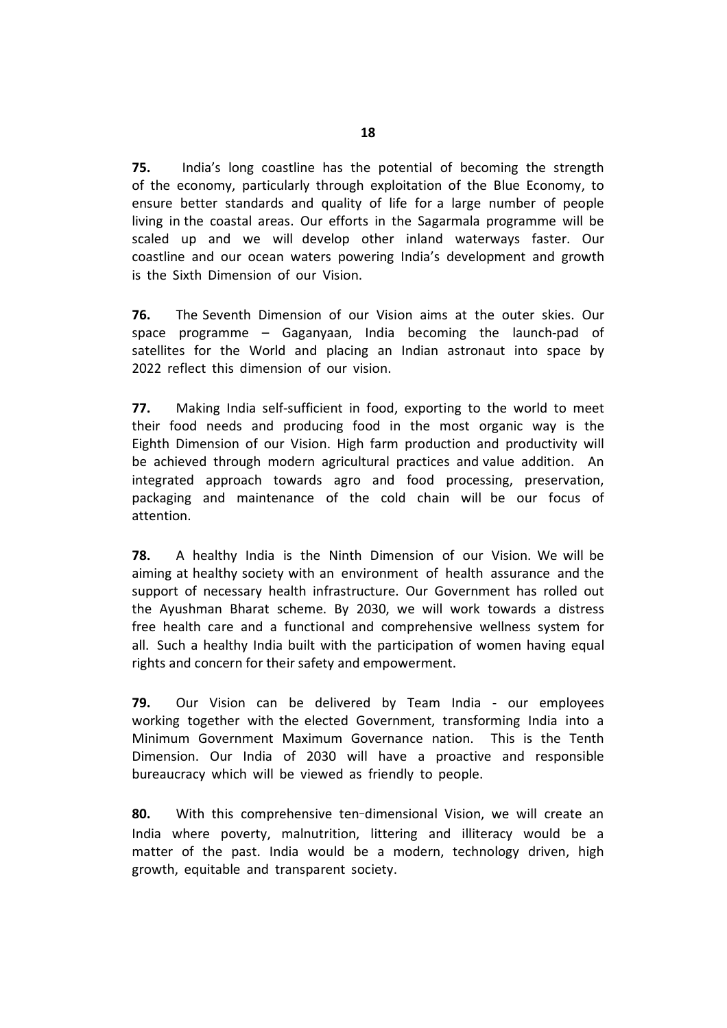**75.** India's long coastline has the potential of becoming the strength of the economy, particularly through exploitation of the Blue Economy, to ensure better standards and quality of life for a large number of people living in the coastal areas. Our efforts in the Sagarmala programme will be scaled up and we will develop other inland waterways faster. Our coastline and our ocean waters powering India's development and growth is the Sixth Dimension of our Vision.

**76.** The Seventh Dimension of our Vision aims at the outer skies. Our space programme – Gaganyaan, India becoming the launch-pad of satellites for the World and placing an Indian astronaut into space by 2022 reflect this dimension of our vision.

**77.** Making India self-sufficient in food, exporting to the world to meet their food needs and producing food in the most organic way is the Eighth Dimension of our Vision. High farm production and productivity will be achieved through modern agricultural practices and value addition. An integrated approach towards agro and food processing, preservation, packaging and maintenance of the cold chain will be our focus of attention.

**78.** A healthy India is the Ninth Dimension of our Vision. We will be aiming at healthy society with an environment of health assurance and the support of necessary health infrastructure. Our Government has rolled out the Ayushman Bharat scheme. By 2030, we will work towards a distress free health care and a functional and comprehensive wellness system for all. Such a healthy India built with the participation of women having equal rights and concern for their safety and empowerment.

**79.** Our Vision can be delivered by Team India - our employees working together with the elected Government, transforming India into a Minimum Government Maximum Governance nation. This is the Tenth Dimension. Our India of 2030 will have a proactive and responsible bureaucracy which will be viewed as friendly to people.

**80.** With this comprehensive ten-dimensional Vision, we will create an India where poverty, malnutrition, littering and illiteracy would be a matter of the past. India would be a modern, technology driven, high growth, equitable and transparent society.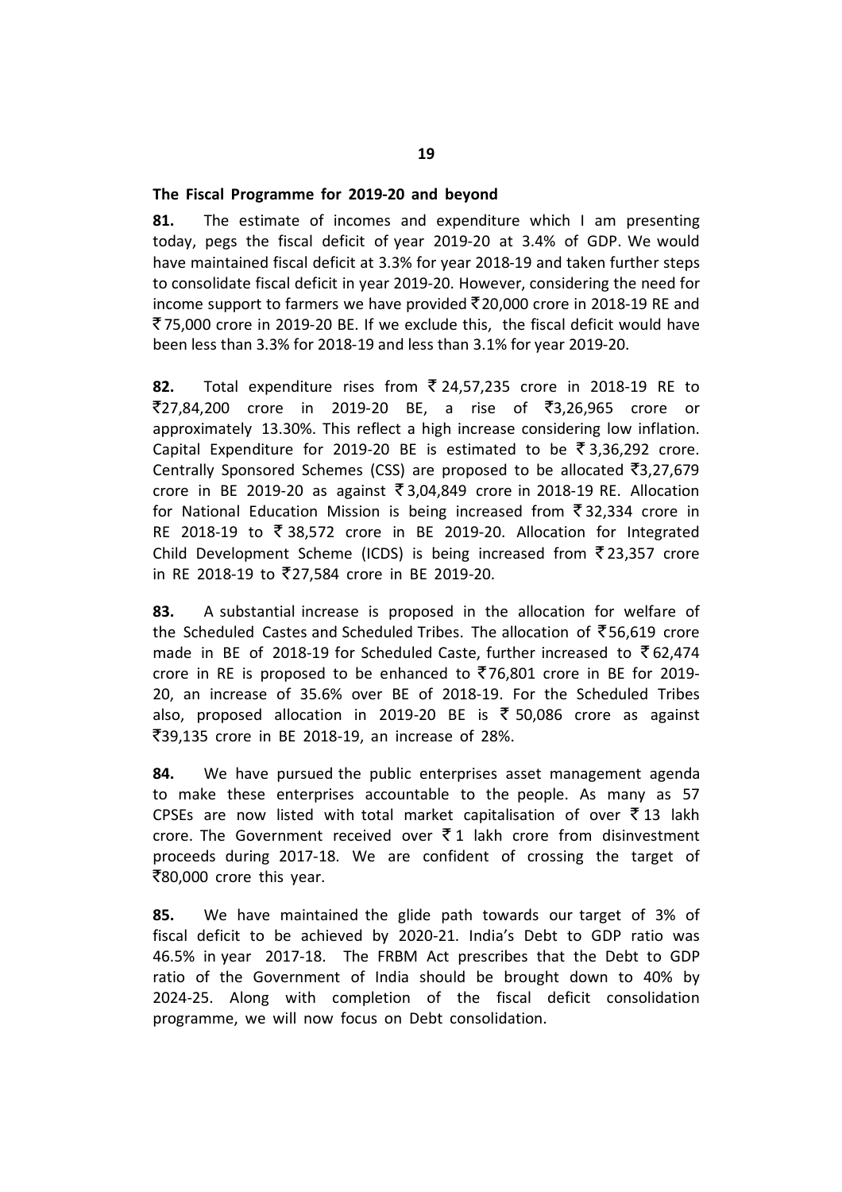**The Fiscal Programme for 2019-20 and beyond**

**81.** The estimate of incomes and expenditure which I am presenting today, pegs the fiscal deficit of year 2019-20 at 3.4% of GDP. We would have maintained fiscal deficit at 3.3% for year 2018-19 and taken further steps to consolidate fiscal deficit in year 2019-20. However, considering the need for income support to farmers we have provided ₹20,000 crore in 2018-19 RE and ₹75,000 crore in 2019-20 BE. If we exclude this, the fiscal deficit would have been less than 3.3% for 2018-19 and less than 3.1% for year 2019-20.

**82.** Total expenditure rises from ₹ 24,57,235 crore in 2018-19 RE to ₹27,84,200 crore in 2019-20 BE, a rise of ₹3,26,965 crore or approximately 13.30%. This reflect a high increase considering low inflation. Capital Expenditure for 2019-20 BE is estimated to be ₹ 3,36,292 crore. Centrally Sponsored Schemes (CSS) are proposed to be allocated ₹3,27,679 crore in BE 2019-20 as against ₹ 3,04,849 crore in 2018-19 RE. Allocation for National Education Mission is being increased from ₹ 32,334 crore in RE 2018-19 to ₹ 38,572 crore in BE 2019-20. Allocation for Integrated Child Development Scheme (ICDS) is being increased from ₹ 23,357 crore in RE 2018-19 to ₹27,584 crore in BE 2019-20.

**83.** A substantial increase is proposed in the allocation for welfare of the Scheduled Castes and Scheduled Tribes. The allocation of ₹56,619 crore made in BE of 2018-19 for Scheduled Caste, further increased to ₹ 62,474 crore in RE is proposed to be enhanced to ₹76,801 crore in BE for 2019-20, an increase of 35.6% over BE of 2018-19. For the Scheduled Tribes also, proposed allocation in 2019-20 BE is ₹ 50,086 crore as against ₹39,135 crore in BE 2018-19, an increase of 28%.

**84.** We have pursued the public enterprises asset management agenda to make these enterprises accountable to the people. As many as 57 CPSEs are now listed with total market capitalisation of over ₹ 13 lakh crore. The Government received over ₹ 1 lakh crore from disinvestment proceeds during 2017-18. We are confident of crossing the target of ₹80,000 crore this year.

**85.** We have maintained the glide path towards our target of 3% of fiscal deficit to be achieved by 2020-21. India's Debt to GDP ratio was 46.5% in year 2017-18. The FRBM Act prescribes that the Debt to GDP ratio of the Government of India should be brought down to 40% by 2024-25. Along with completion of the fiscal deficit consolidation programme, we will now focus on Debt consolidation.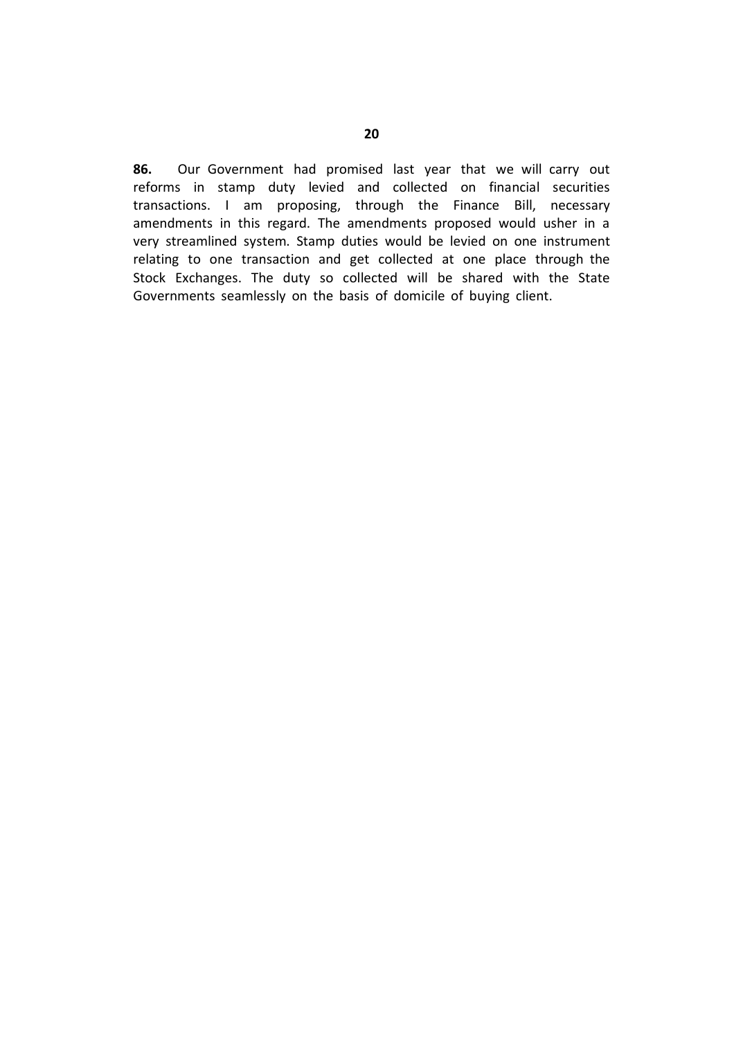**86.** Our Government had promised last year that we will carry out reforms in stamp duty levied and collected on financial securities transactions. I am proposing, through the Finance Bill, necessary amendments in this regard. The amendments proposed would usher in a very streamlined system. Stamp duties would be levied on one instrument relating to one transaction and get collected at one place through the Stock Exchanges. The duty so collected will be shared with the State Governments seamlessly on the basis of domicile of buying client.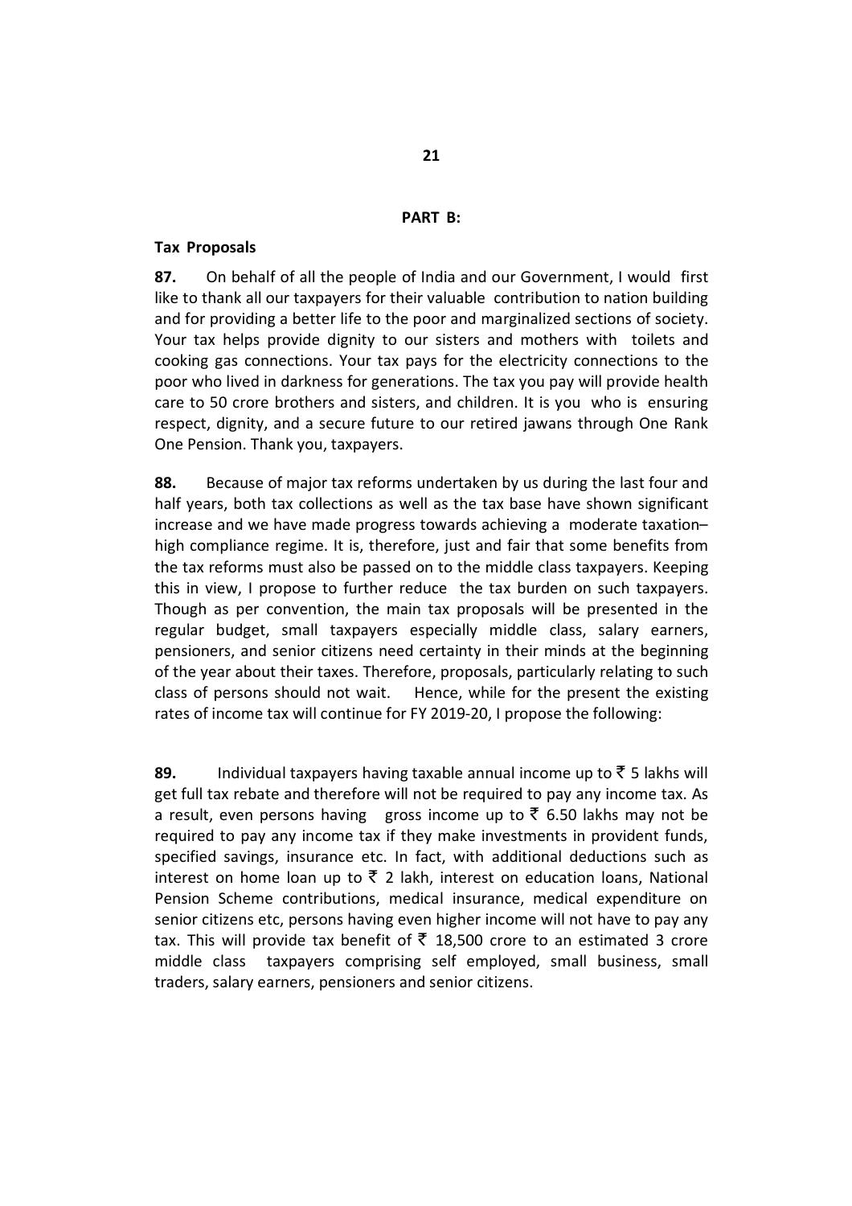## PART B:

### Tax Proposals

**87.** On behalf of all the people of India and our Government, I would first like to thank all our taxpayers for their valuable contribution to nation building and for providing a better life to the poor and marginalized sections of society. Your tax helps provide dignity to our sisters and mothers with toilets and cooking gas connections. Your tax pays for the electricity connections to the poor who lived in darkness for generations. The tax you pay will provide health care to 50 crore brothers and sisters, and children. It is you who is ensuring respect, dignity, and a secure future to our retired jawans through One Rank One Pension. Thank you, taxpayers.

**88.** Because of major tax reforms undertaken by us during the last four and half years, both tax collections as well as the tax base have shown significant increase and we have made progress towards achieving a moderate taxation– high compliance regime. It is, therefore, just and fair that some benefits from the tax reforms must also be passed on to the middle class taxpayers. Keeping this in view, I propose to further reduce the tax burden on such taxpayers. Though as per convention, the main tax proposals will be presented in the regular budget, small taxpayers especially middle class, salary earners, pensioners, and senior citizens need certainty in their minds at the beginning of the year about their taxes. Therefore, proposals, particularly relating to such class of persons should not wait. Hence, while for the present the existing rates of income tax will continue for FY 2019-20, I propose the following:

**89.** Individual taxpayers having taxable annual income up to ₹ 5 lakhs will get full tax rebate and therefore will not be required to pay any income tax. As a result, even persons having gross income up to ₹ 6.50 lakhs may not be required to pay any income tax if they make investments in provident funds, specified savings, insurance etc. In fact, with additional deductions such as interest on home loan up to ₹ 2 lakh, interest on education loans, National Pension Scheme contributions, medical insurance, medical expenditure on senior citizens etc, persons having even higher income will not have to pay any tax. This will provide tax benefit of ₹ 18,500 crore to an estimated 3 crore middle class taxpayers comprising self employed, small business, small traders, salary earners, pensioners and senior citizens.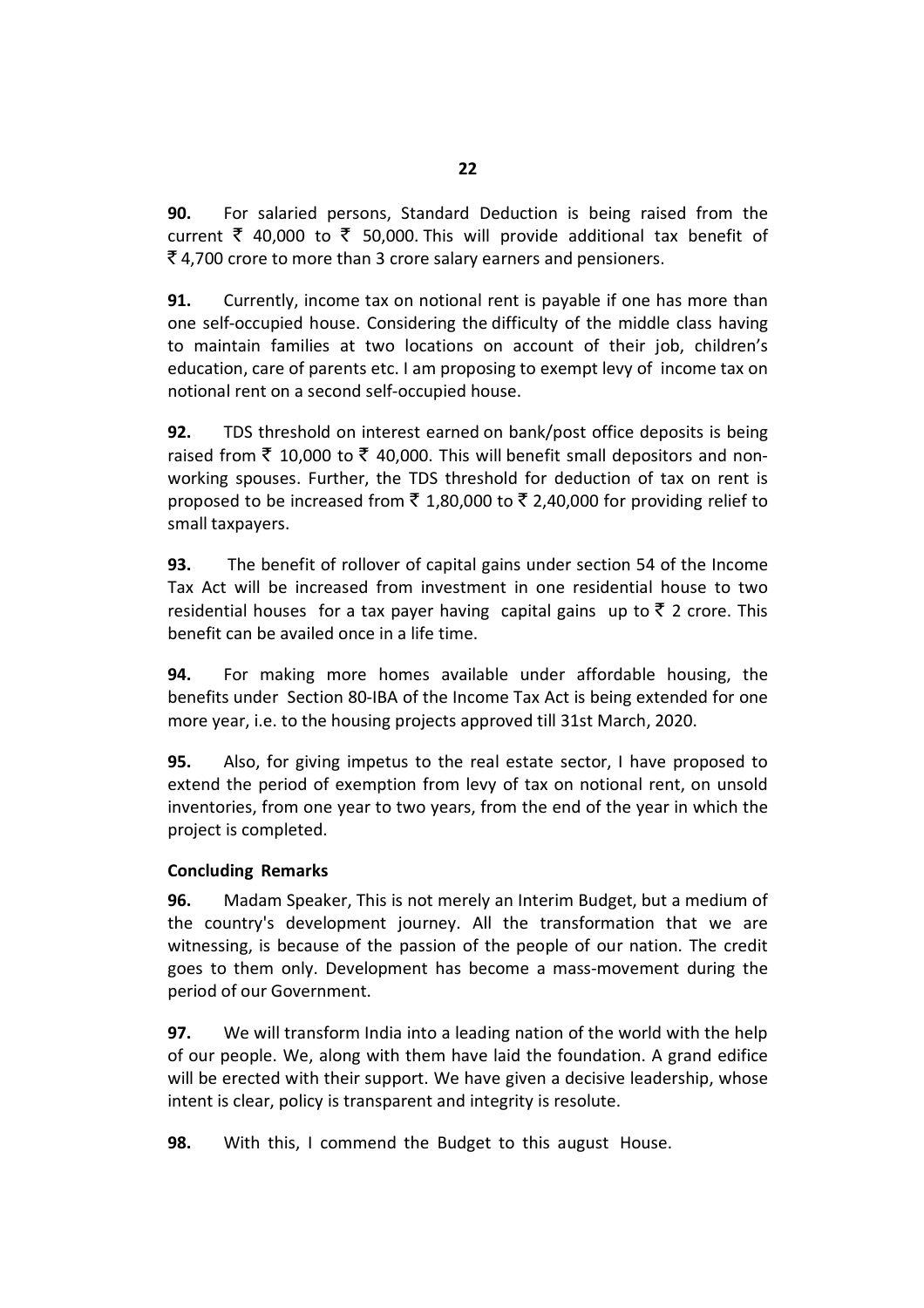**90.** For salaried persons, Standard Deduction is being raised from the current ₹ 40,000 to ₹ 50,000. This will provide additional tax benefit of ₹ 4,700 crore to more than 3 crore salary earners and pensioners.

**91.** Currently, income tax on notional rent is payable if one has more than one self-occupied house. Considering the difficulty of the middle class having to maintain families at two locations on account of their job, children's education, care of parents etc. I am proposing to exempt levy of income tax on notional rent on a second self-occupied house.

**92.** TDS threshold on interest earned on bank/post office deposits is being raised from ₹ 10,000 to ₹ 40,000. This will benefit small depositors and non-working spouses. Further, the TDS threshold for deduction of tax on rent is proposed to be increased from ₹ 1,80,000 to ₹ 2,40,000 for providing relief to small taxpayers.

**93.** The benefit of rollover of capital gains under section 54 of the Income Tax Act will be increased from investment in one residential house to two residential houses for a tax payer having capital gains up to ₹ 2 crore. This benefit can be availed once in a life time.

**94.** For making more homes available under affordable housing, the benefits under Section 80-IBA of the Income Tax Act is being extended for one more year, i.e. to the housing projects approved till 31st March, 2020.

**95.** Also, for giving impetus to the real estate sector, I have proposed to extend the period of exemption from levy of tax on notional rent, on unsold inventories, from one year to two years, from the end of the year in which the project is completed.

**Concluding Remarks**

**96.** Madam Speaker, This is not merely an Interim Budget, but a medium of the country's development journey. All the transformation that we are witnessing, is because of the passion of the people of our nation. The credit goes to them only. Development has become a mass-movement during the period of our Government.

**97.** We will transform India into a leading nation of the world with the help of our people. We, along with them have laid the foundation. A grand edifice will be erected with their support. We have given a decisive leadership, whose intent is clear, policy is transparent and integrity is resolute.

**98.** With this, I commend the Budget to this august House.